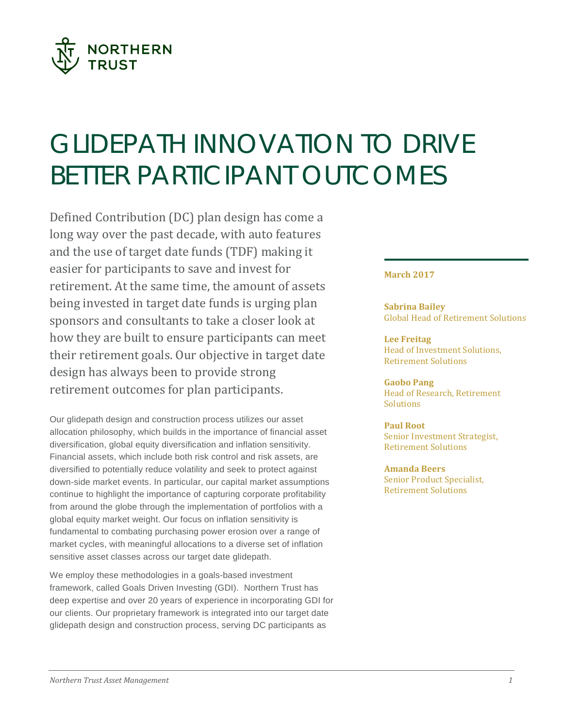NORTHERN TRUST

# GLIDEPATH INNOVATION TO DRIVE BETTER PARTICIPANT OUTCOMES

**March 2017**

**Sabrina Bailey**
Global Head of Retirement Solutions

**Lee Freitag**
Head of Investment Solutions, Retirement Solutions

**Gaobo Pang**
Head of Research, Retirement Solutions

**Paul Root**
Senior Investment Strategist, Retirement Solutions

**Amanda Beers**
Senior Product Specialist, Retirement Solutions

Defined Contribution (DC) plan design has come a long way over the past decade, with auto features and the use of target date funds (TDF) making it easier for participants to save and invest for retirement. At the same time, the amount of assets being invested in target date funds is urging plan sponsors and consultants to take a closer look at how they are built to ensure participants can meet their retirement goals. Our objective in target date design has always been to provide strong retirement outcomes for plan participants.

Our glidepath design and construction process utilizes our asset allocation philosophy, which builds in the importance of financial asset diversification, global equity diversification and inflation sensitivity. Financial assets, which include both risk control and risk assets, are diversified to potentially reduce volatility and seek to protect against down-side market events. In particular, our capital market assumptions continue to highlight the importance of capturing corporate profitability from around the globe through the implementation of portfolios with a global equity market weight. Our focus on inflation sensitivity is fundamental to combating purchasing power erosion over a range of market cycles, with meaningful allocations to a diverse set of inflation sensitive asset classes across our target date glidepath.

We employ these methodologies in a goals-based investment framework, called Goals Driven Investing (GDI). Northern Trust has deep expertise and over 20 years of experience in incorporating GDI for our clients. Our proprietary framework is integrated into our target date glidepath design and construction process, serving DC participants as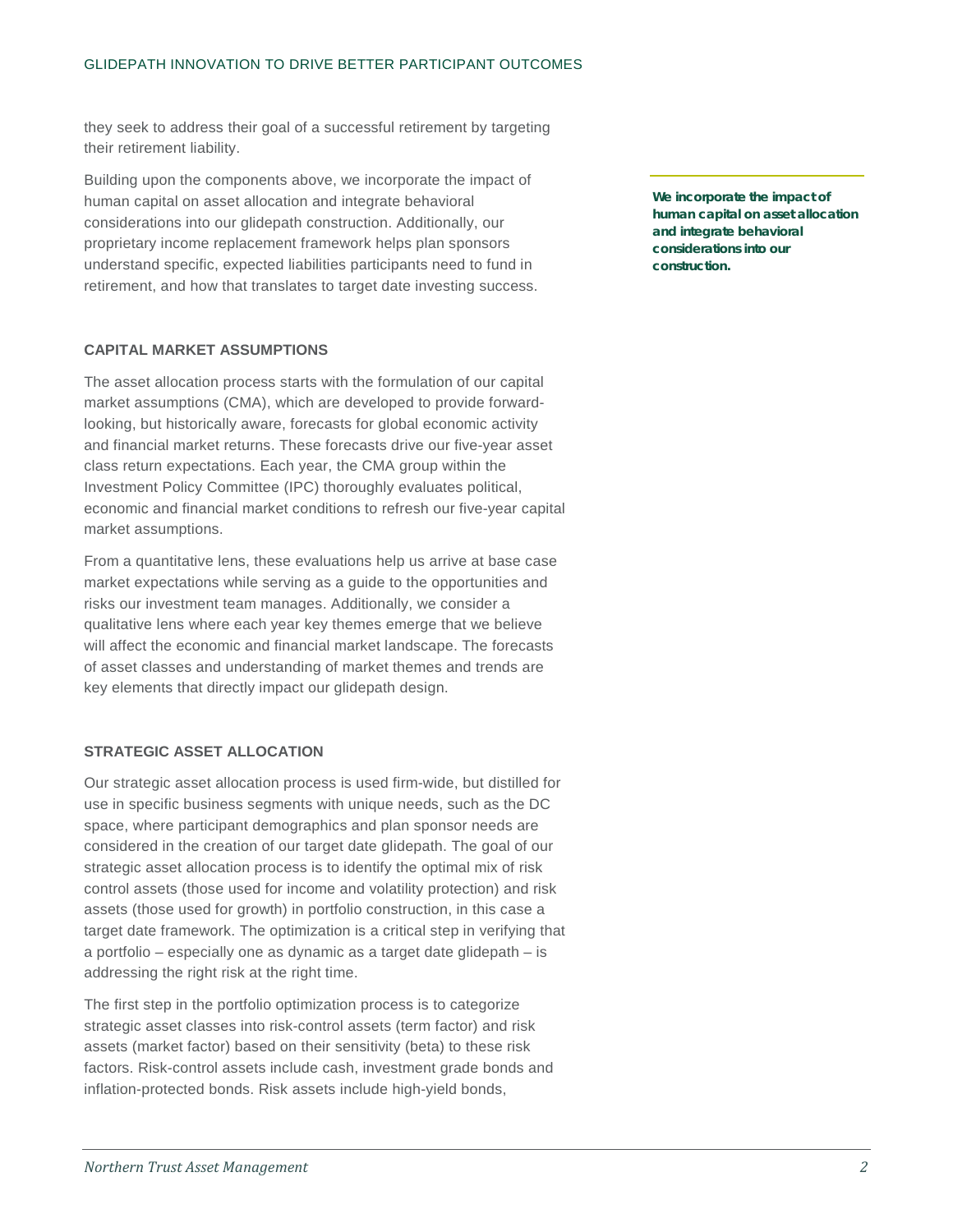they seek to address their goal of a successful retirement by targeting their retirement liability.

Building upon the components above, we incorporate the impact of human capital on asset allocation and integrate behavioral considerations into our glidepath construction. Additionally, our proprietary income replacement framework helps plan sponsors understand specific, expected liabilities participants need to fund in retirement, and how that translates to target date investing success.

***We incorporate the impact of human capital on asset allocation and integrate behavioral considerations into our construction.***

### CAPITAL MARKET ASSUMPTIONS

The asset allocation process starts with the formulation of our capital market assumptions (CMA), which are developed to provide forward-looking, but historically aware, forecasts for global economic activity and financial market returns. These forecasts drive our five-year asset class return expectations. Each year, the CMA group within the Investment Policy Committee (IPC) thoroughly evaluates political, economic and financial market conditions to refresh our five-year capital market assumptions.

From a quantitative lens, these evaluations help us arrive at base case market expectations while serving as a guide to the opportunities and risks our investment team manages. Additionally, we consider a qualitative lens where each year key themes emerge that we believe will affect the economic and financial market landscape. The forecasts of asset classes and understanding of market themes and trends are key elements that directly impact our glidepath design.

### STRATEGIC ASSET ALLOCATION

Our strategic asset allocation process is used firm-wide, but distilled for use in specific business segments with unique needs, such as the DC space, where participant demographics and plan sponsor needs are considered in the creation of our target date glidepath. The goal of our strategic asset allocation process is to identify the optimal mix of risk control assets (those used for income and volatility protection) and risk assets (those used for growth) in portfolio construction, in this case a target date framework. The optimization is a critical step in verifying that a portfolio – especially one as dynamic as a target date glidepath – is addressing the right risk at the right time.

The first step in the portfolio optimization process is to categorize strategic asset classes into risk-control assets (term factor) and risk assets (market factor) based on their sensitivity (beta) to these risk factors. Risk-control assets include cash, investment grade bonds and inflation-protected bonds. Risk assets include high-yield bonds,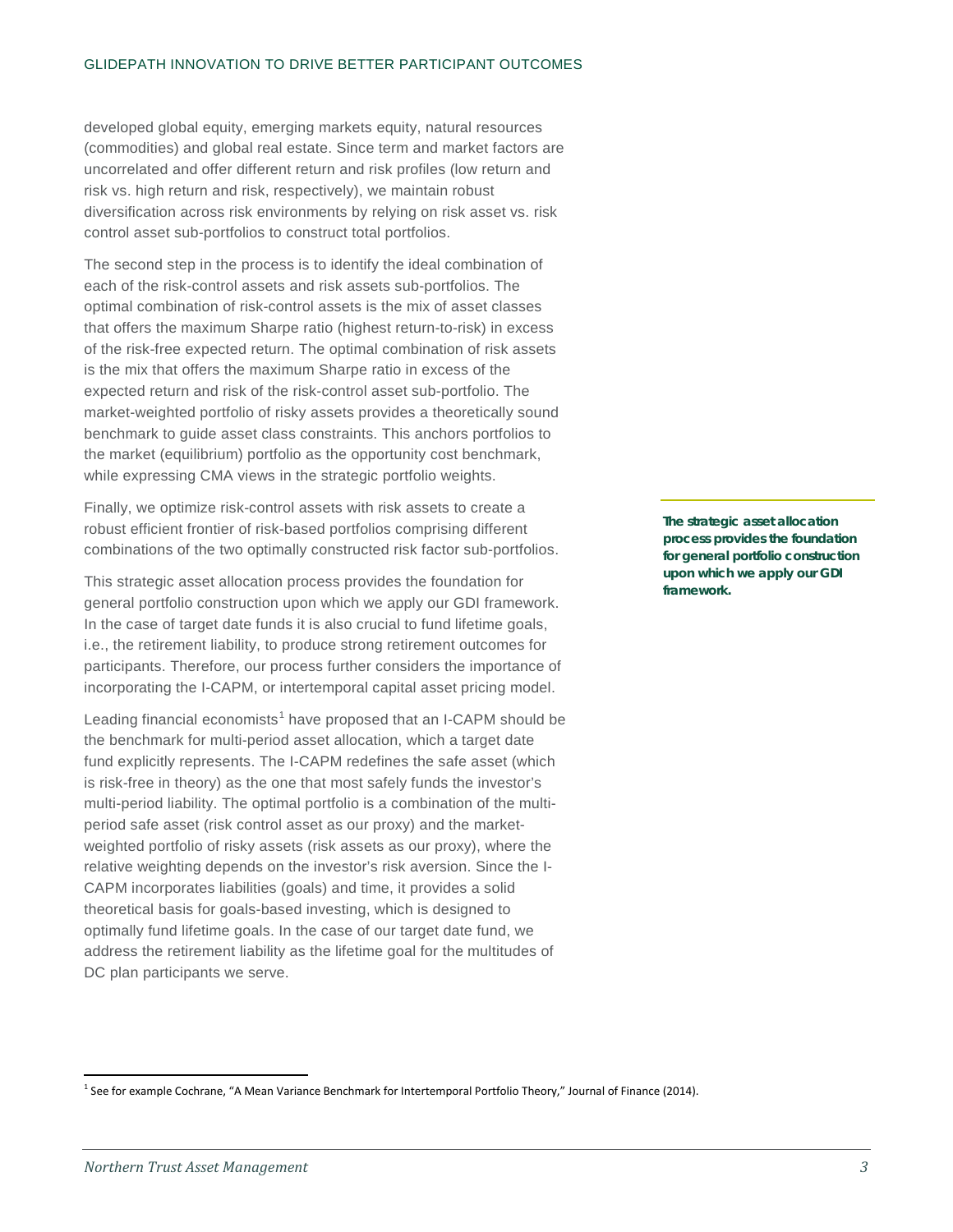developed global equity, emerging markets equity, natural resources (commodities) and global real estate. Since term and market factors are uncorrelated and offer different return and risk profiles (low return and risk vs. high return and risk, respectively), we maintain robust diversification across risk environments by relying on risk asset vs. risk control asset sub-portfolios to construct total portfolios.

The second step in the process is to identify the ideal combination of each of the risk-control assets and risk assets sub-portfolios. The optimal combination of risk-control assets is the mix of asset classes that offers the maximum Sharpe ratio (highest return-to-risk) in excess of the risk-free expected return. The optimal combination of risk assets is the mix that offers the maximum Sharpe ratio in excess of the expected return and risk of the risk-control asset sub-portfolio. The market-weighted portfolio of risky assets provides a theoretically sound benchmark to guide asset class constraints. This anchors portfolios to the market (equilibrium) portfolio as the opportunity cost benchmark, while expressing CMA views in the strategic portfolio weights.

Finally, we optimize risk-control assets with risk assets to create a robust efficient frontier of risk-based portfolios comprising different combinations of the two optimally constructed risk factor sub-portfolios.

**The strategic asset allocation process provides the foundation for general portfolio construction upon which we apply our GDI framework.**

This strategic asset allocation process provides the foundation for general portfolio construction upon which we apply our GDI framework. In the case of target date funds it is also crucial to fund lifetime goals, i.e., the retirement liability, to produce strong retirement outcomes for participants. Therefore, our process further considers the importance of incorporating the I-CAPM, or intertemporal capital asset pricing model.

Leading financial economists[1] have proposed that an I-CAPM should be the benchmark for multi-period asset allocation, which a target date fund explicitly represents. The I-CAPM redefines the safe asset (which is risk-free in theory) as the one that most safely funds the investor's multi-period liability. The optimal portfolio is a combination of the multi-period safe asset (risk control asset as our proxy) and the market-weighted portfolio of risky assets (risk assets as our proxy), where the relative weighting depends on the investor's risk aversion. Since the I-CAPM incorporates liabilities (goals) and time, it provides a solid theoretical basis for goals-based investing, which is designed to optimally fund lifetime goals. In the case of our target date fund, we address the retirement liability as the lifetime goal for the multitudes of DC plan participants we serve.

[1] See for example Cochrane, "A Mean Variance Benchmark for Intertemporal Portfolio Theory," Journal of Finance (2014).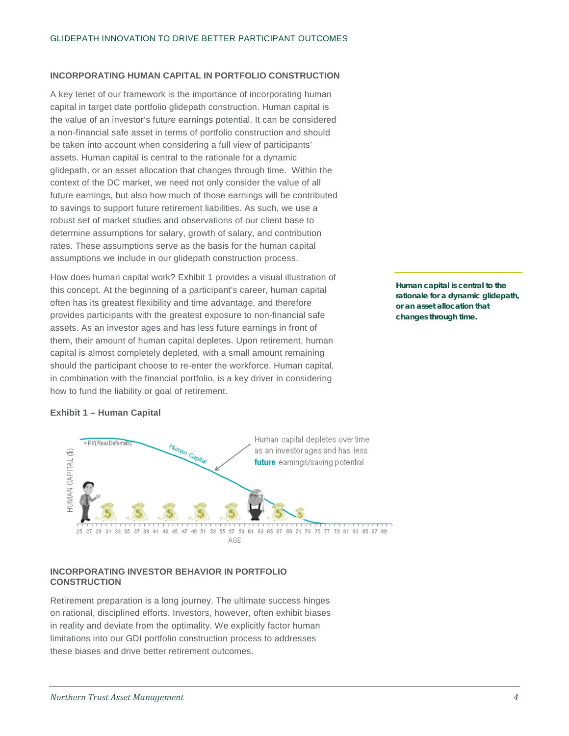## INCORPORATING HUMAN CAPITAL IN PORTFOLIO CONSTRUCTION

A key tenet of our framework is the importance of incorporating human capital in target date portfolio glidepath construction. Human capital is the value of an investor's future earnings potential. It can be considered a non-financial safe asset in terms of portfolio construction and should be taken into account when considering a full view of participants' assets. Human capital is central to the rationale for a dynamic glidepath, or an asset allocation that changes through time. Within the context of the DC market, we need not only consider the value of all future earnings, but also how much of those earnings will be contributed to savings to support future retirement liabilities. As such, we use a robust set of market studies and observations of our client base to determine assumptions for salary, growth of salary, and contribution rates. These assumptions serve as the basis for the human capital assumptions we include in our glidepath construction process.

**Human capital is central to the rationale for a dynamic glidepath, or an asset allocation that changes through time.**

How does human capital work? Exhibit 1 provides a visual illustration of this concept. At the beginning of a participant's career, human capital often has its greatest flexibility and time advantage, and therefore provides participants with the greatest exposure to non-financial safe assets. As an investor ages and has less future earnings in front of them, their amount of human capital depletes. Upon retirement, human capital is almost completely depleted, with a small amount remaining should the participant choose to re-enter the workforce. Human capital, in combination with the financial portfolio, is a key driver in considering how to fund the liability or goal of retirement.

**Exhibit 1 – Human Capital**

## INCORPORATING INVESTOR BEHAVIOR IN PORTFOLIO CONSTRUCTION

Retirement preparation is a long journey. The ultimate success hinges on rational, disciplined efforts. Investors, however, often exhibit biases in reality and deviate from the optimality. We explicitly factor human limitations into our GDI portfolio construction process to addresses these biases and drive better retirement outcomes.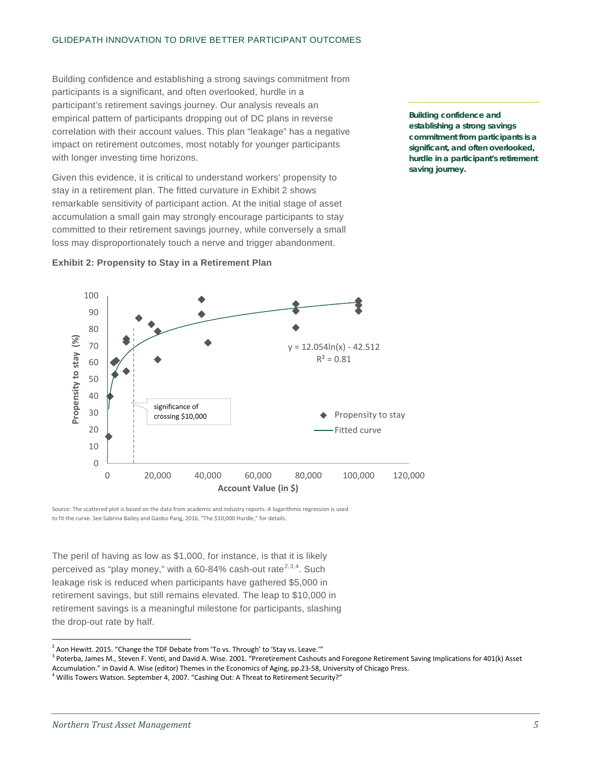Building confidence and establishing a strong savings commitment from participants is a significant, and often overlooked, hurdle in a participant's retirement savings journey. Our analysis reveals an empirical pattern of participants dropping out of DC plans in reverse correlation with their account values. This plan "leakage" has a negative impact on retirement outcomes, most notably for younger participants with longer investing time horizons.

**Building confidence and establishing a strong savings commitment from participants is a significant, and often overlooked, hurdle in a participant's retirement saving journey.**

Given this evidence, it is critical to understand workers' propensity to stay in a retirement plan. The fitted curvature in Exhibit 2 shows remarkable sensitivity of participant action. At the initial stage of asset accumulation a small gain may strongly encourage participants to stay committed to their retirement savings journey, while conversely a small loss may disproportionately touch a nerve and trigger abandonment.

**Exhibit 2: Propensity to Stay in a Retirement Plan**

$y = 12.054\ln(x) - 42.512$

$R^2 = 0.81$

Source: The scattered plot is based on the data from academic and industry reports. A logarithmic regression is used to fit the curve. See Sabrina Bailey and Gaobo Pang, 2016, "The $10,000 Hurdle," for details.

The peril of having as low as $1,000, for instance, is that it is likely perceived as "play money," with a 60-84% cash-out rate[2,3,4]. Such leakage risk is reduced when participants have gathered $5,000 in retirement savings, but still remains elevated. The leap to $10,000 in retirement savings is a meaningful milestone for participants, slashing the drop-out rate by half.

[2] Aon Hewitt. 2015. "Change the TDF Debate from 'To vs. Through' to 'Stay vs. Leave.'"

[3] Poterba, James M., Steven F. Venti, and David A. Wise. 2001. "Preretirement Cashouts and Foregone Retirement Saving Implications for 401(k) Asset Accumulation." in David A. Wise (editor) Themes in the Economics of Aging, pp.23-58, University of Chicago Press.

[4] Willis Towers Watson. September 4, 2007. "Cashing Out: A Threat to Retirement Security?"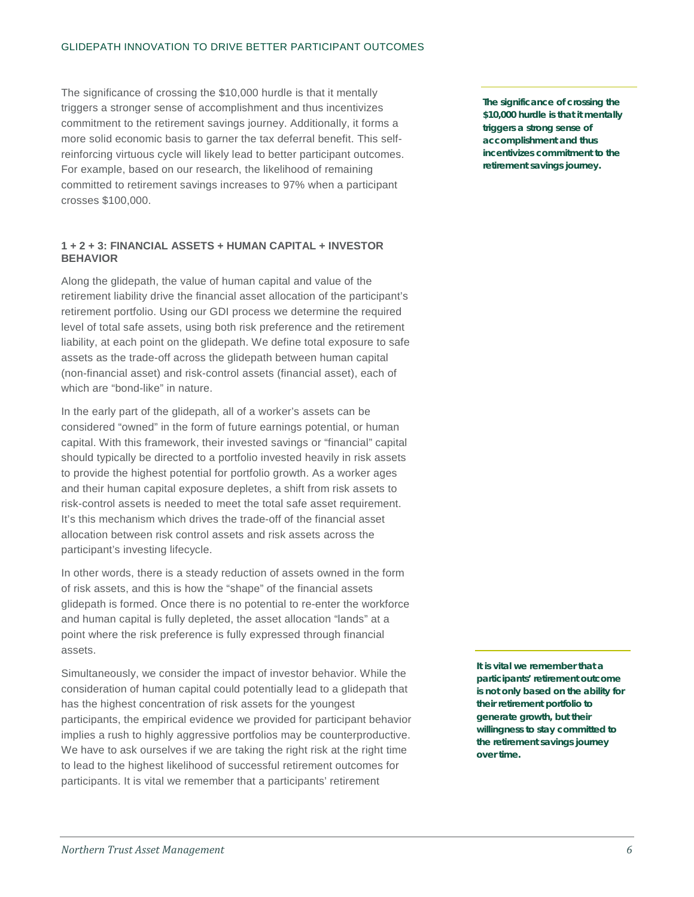The significance of crossing the $10,000 hurdle is that it mentally triggers a stronger sense of accomplishment and thus incentivizes commitment to the retirement savings journey. Additionally, it forms a more solid economic basis to garner the tax deferral benefit. This self-reinforcing virtuous cycle will likely lead to better participant outcomes. For example, based on our research, the likelihood of remaining committed to retirement savings increases to 97% when a participant crosses $100,000.

> ***The significance of crossing the $10,000 hurdle is that it mentally triggers a strong sense of accomplishment and thus incentivizes commitment to the retirement savings journey.***

### 1 + 2 + 3: FINANCIAL ASSETS + HUMAN CAPITAL + INVESTOR BEHAVIOR

Along the glidepath, the value of human capital and value of the retirement liability drive the financial asset allocation of the participant's retirement portfolio. Using our GDI process we determine the required level of total safe assets, using both risk preference and the retirement liability, at each point on the glidepath. We define total exposure to safe assets as the trade-off across the glidepath between human capital (non-financial asset) and risk-control assets (financial asset), each of which are "bond-like" in nature.

In the early part of the glidepath, all of a worker's assets can be considered "owned" in the form of future earnings potential, or human capital. With this framework, their invested savings or "financial" capital should typically be directed to a portfolio invested heavily in risk assets to provide the highest potential for portfolio growth. As a worker ages and their human capital exposure depletes, a shift from risk assets to risk-control assets is needed to meet the total safe asset requirement. It's this mechanism which drives the trade-off of the financial asset allocation between risk control assets and risk assets across the participant's investing lifecycle.

In other words, there is a steady reduction of assets owned in the form of risk assets, and this is how the "shape" of the financial assets glidepath is formed. Once there is no potential to re-enter the workforce and human capital is fully depleted, the asset allocation "lands" at a point where the risk preference is fully expressed through financial assets.

Simultaneously, we consider the impact of investor behavior. While the consideration of human capital could potentially lead to a glidepath that has the highest concentration of risk assets for the youngest participants, the empirical evidence we provided for participant behavior implies a rush to highly aggressive portfolios may be counterproductive. We have to ask ourselves if we are taking the right risk at the right time to lead to the highest likelihood of successful retirement outcomes for participants. It is vital we remember that a participants' retirement

> ***It is vital we remember that a participants' retirement outcome is not only based on the ability for their retirement portfolio to generate growth, but their willingness to stay committed to the retirement savings journey over time.***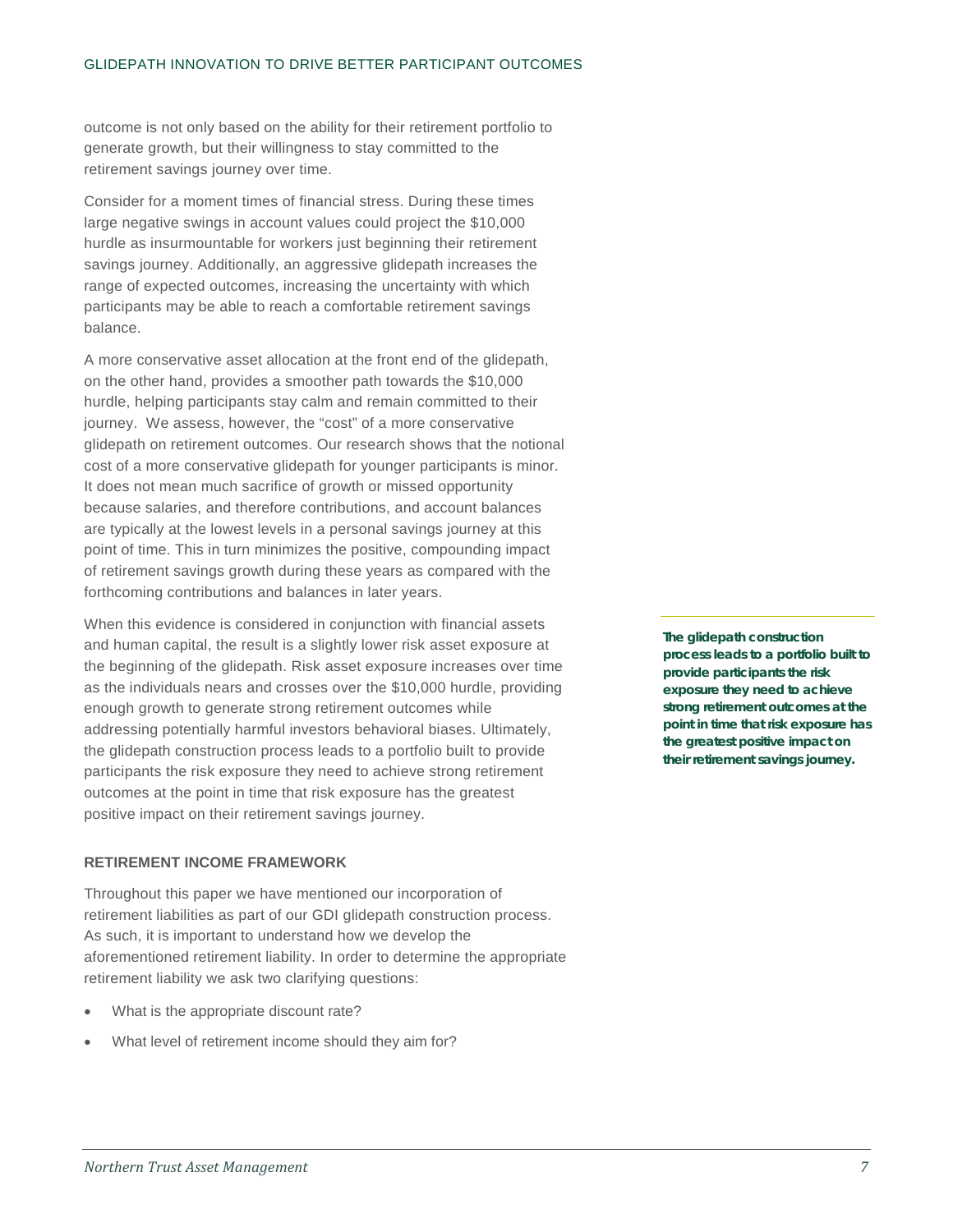outcome is not only based on the ability for their retirement portfolio to generate growth, but their willingness to stay committed to the retirement savings journey over time.

Consider for a moment times of financial stress. During these times large negative swings in account values could project the $10,000 hurdle as insurmountable for workers just beginning their retirement savings journey. Additionally, an aggressive glidepath increases the range of expected outcomes, increasing the uncertainty with which participants may be able to reach a comfortable retirement savings balance.

A more conservative asset allocation at the front end of the glidepath, on the other hand, provides a smoother path towards the $10,000 hurdle, helping participants stay calm and remain committed to their journey. We assess, however, the "cost" of a more conservative glidepath on retirement outcomes. Our research shows that the notional cost of a more conservative glidepath for younger participants is minor. It does not mean much sacrifice of growth or missed opportunity because salaries, and therefore contributions, and account balances are typically at the lowest levels in a personal savings journey at this point of time. This in turn minimizes the positive, compounding impact of retirement savings growth during these years as compared with the forthcoming contributions and balances in later years.

When this evidence is considered in conjunction with financial assets and human capital, the result is a slightly lower risk asset exposure at the beginning of the glidepath. Risk asset exposure increases over time as the individuals nears and crosses over the $10,000 hurdle, providing enough growth to generate strong retirement outcomes while addressing potentially harmful investors behavioral biases. Ultimately, the glidepath construction process leads to a portfolio built to provide participants the risk exposure they need to achieve strong retirement outcomes at the point in time that risk exposure has the greatest positive impact on their retirement savings journey.

**The glidepath construction process leads to a portfolio built to provide participants the risk exposure they need to achieve strong retirement outcomes at the point in time that risk exposure has the greatest positive impact on their retirement savings journey.**

### RETIREMENT INCOME FRAMEWORK

Throughout this paper we have mentioned our incorporation of retirement liabilities as part of our GDI glidepath construction process. As such, it is important to understand how we develop the aforementioned retirement liability. In order to determine the appropriate retirement liability we ask two clarifying questions:

- What is the appropriate discount rate?
- What level of retirement income should they aim for?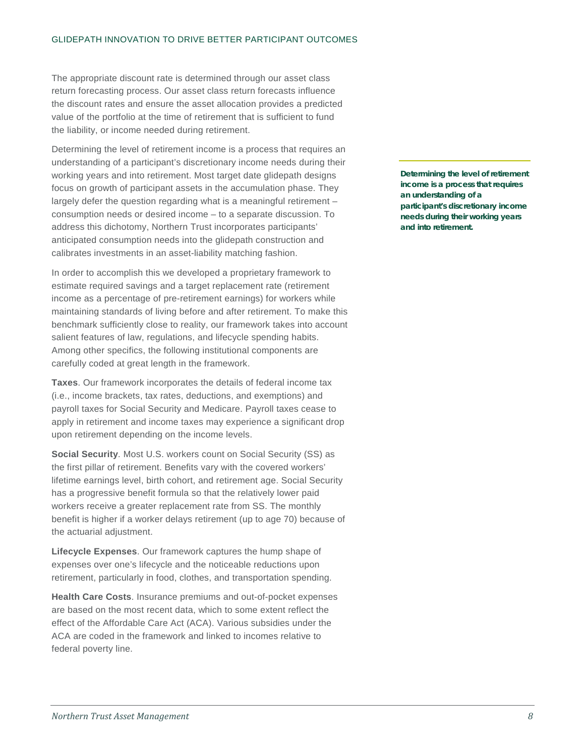The appropriate discount rate is determined through our asset class return forecasting process. Our asset class return forecasts influence the discount rates and ensure the asset allocation provides a predicted value of the portfolio at the time of retirement that is sufficient to fund the liability, or income needed during retirement.

Determining the level of retirement income is a process that requires an understanding of a participant's discretionary income needs during their working years and into retirement. Most target date glidepath designs focus on growth of participant assets in the accumulation phase. They largely defer the question regarding what is a meaningful retirement – consumption needs or desired income – to a separate discussion. To address this dichotomy, Northern Trust incorporates participants' anticipated consumption needs into the glidepath construction and calibrates investments in an asset-liability matching fashion.

**Determining the level of retirement income is a process that requires an understanding of a participant's discretionary income needs during their working years and into retirement.**

In order to accomplish this we developed a proprietary framework to estimate required savings and a target replacement rate (retirement income as a percentage of pre-retirement earnings) for workers while maintaining standards of living before and after retirement. To make this benchmark sufficiently close to reality, our framework takes into account salient features of law, regulations, and lifecycle spending habits. Among other specifics, the following institutional components are carefully coded at great length in the framework.

**Taxes**. Our framework incorporates the details of federal income tax (i.e., income brackets, tax rates, deductions, and exemptions) and payroll taxes for Social Security and Medicare. Payroll taxes cease to apply in retirement and income taxes may experience a significant drop upon retirement depending on the income levels.

**Social Security**. Most U.S. workers count on Social Security (SS) as the first pillar of retirement. Benefits vary with the covered workers' lifetime earnings level, birth cohort, and retirement age. Social Security has a progressive benefit formula so that the relatively lower paid workers receive a greater replacement rate from SS. The monthly benefit is higher if a worker delays retirement (up to age 70) because of the actuarial adjustment.

**Lifecycle Expenses**. Our framework captures the hump shape of expenses over one's lifecycle and the noticeable reductions upon retirement, particularly in food, clothes, and transportation spending.

**Health Care Costs**. Insurance premiums and out-of-pocket expenses are based on the most recent data, which to some extent reflect the effect of the Affordable Care Act (ACA). Various subsidies under the ACA are coded in the framework and linked to incomes relative to federal poverty line.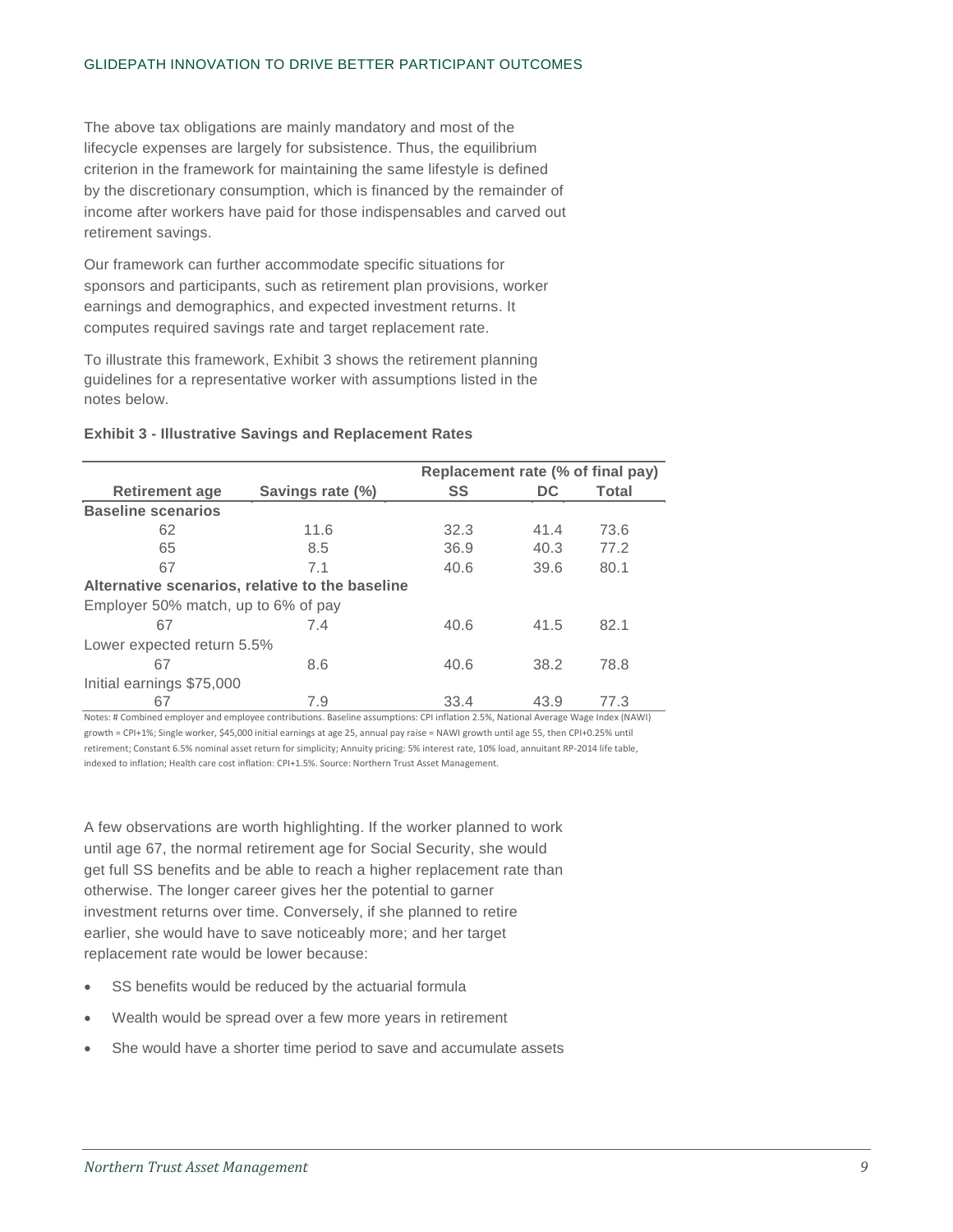The above tax obligations are mainly mandatory and most of the lifecycle expenses are largely for subsistence. Thus, the equilibrium criterion in the framework for maintaining the same lifestyle is defined by the discretionary consumption, which is financed by the remainder of income after workers have paid for those indispensables and carved out retirement savings.

Our framework can further accommodate specific situations for sponsors and participants, such as retirement plan provisions, worker earnings and demographics, and expected investment returns. It computes required savings rate and target replacement rate.

To illustrate this framework, Exhibit 3 shows the retirement planning guidelines for a representative worker with assumptions listed in the notes below.

**Exhibit 3 - Illustrative Savings and Replacement Rates**

| | | Replacement rate (% of final pay) | | |
|---|---|---|---|---|
| **Retirement age** | **Savings rate (%)** | **SS** | **DC** | **Total** |
| **Baseline scenarios** | | | | |
| 62 | 11.6 | 32.3 | 41.4 | 73.6 |
| 65 | 8.5 | 36.9 | 40.3 | 77.2 |
| 67 | 7.1 | 40.6 | 39.6 | 80.1 |
| **Alternative scenarios, relative to the baseline** | | | | |
| Employer 50% match, up to 6% of pay | | | | |
| 67 | 7.4 | 40.6 | 41.5 | 82.1 |
| Lower expected return 5.5% | | | | |
| 67 | 8.6 | 40.6 | 38.2 | 78.8 |
| Initial earnings $75,000 | | | | |
| 67 | 7.9 | 33.4 | 43.9 | 77.3 |

Notes: # Combined employer and employee contributions. Baseline assumptions: CPI inflation 2.5%, National Average Wage Index (NAWI) growth = CPI+1%; Single worker, $45,000 initial earnings at age 25, annual pay raise = NAWI growth until age 55, then CPI+0.25% until retirement; Constant 6.5% nominal asset return for simplicity; Annuity pricing: 5% interest rate, 10% load, annuitant RP-2014 life table, indexed to inflation; Health care cost inflation: CPI+1.5%. Source: Northern Trust Asset Management.

A few observations are worth highlighting. If the worker planned to work until age 67, the normal retirement age for Social Security, she would get full SS benefits and be able to reach a higher replacement rate than otherwise. The longer career gives her the potential to garner investment returns over time. Conversely, if she planned to retire earlier, she would have to save noticeably more; and her target replacement rate would be lower because:

- SS benefits would be reduced by the actuarial formula
- Wealth would be spread over a few more years in retirement
- She would have a shorter time period to save and accumulate assets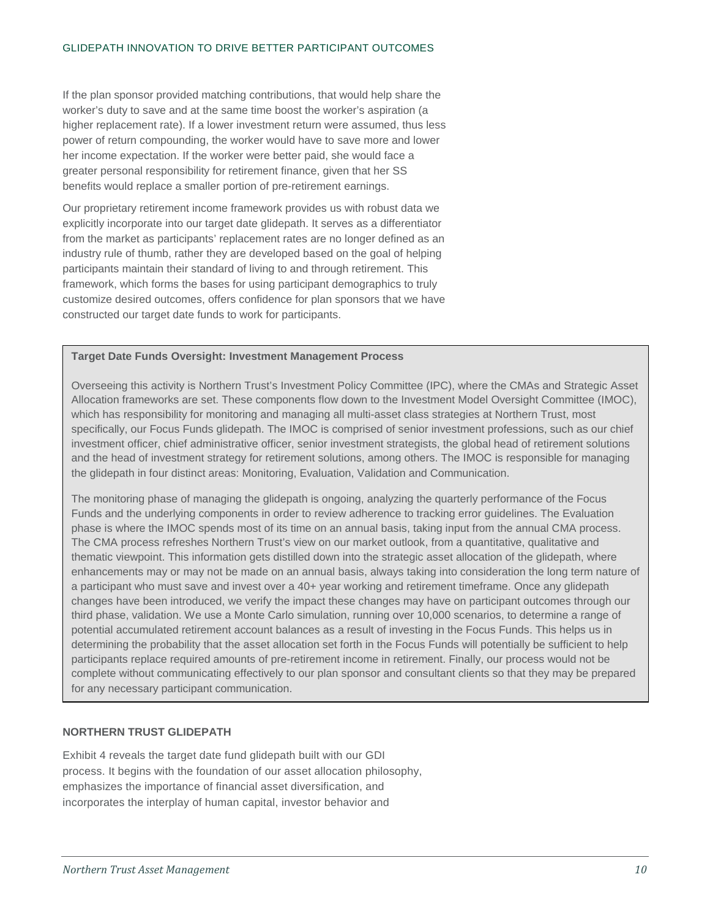If the plan sponsor provided matching contributions, that would help share the worker's duty to save and at the same time boost the worker's aspiration (a higher replacement rate). If a lower investment return were assumed, thus less power of return compounding, the worker would have to save more and lower her income expectation. If the worker were better paid, she would face a greater personal responsibility for retirement finance, given that her SS benefits would replace a smaller portion of pre-retirement earnings.

Our proprietary retirement income framework provides us with robust data we explicitly incorporate into our target date glidepath. It serves as a differentiator from the market as participants' replacement rates are no longer defined as an industry rule of thumb, rather they are developed based on the goal of helping participants maintain their standard of living to and through retirement. This framework, which forms the bases for using participant demographics to truly customize desired outcomes, offers confidence for plan sponsors that we have constructed our target date funds to work for participants.

**Target Date Funds Oversight: Investment Management Process**

Overseeing this activity is Northern Trust's Investment Policy Committee (IPC), where the CMAs and Strategic Asset Allocation frameworks are set. These components flow down to the Investment Model Oversight Committee (IMOC), which has responsibility for monitoring and managing all multi-asset class strategies at Northern Trust, most specifically, our Focus Funds glidepath. The IMOC is comprised of senior investment professions, such as our chief investment officer, chief administrative officer, senior investment strategists, the global head of retirement solutions and the head of investment strategy for retirement solutions, among others. The IMOC is responsible for managing the glidepath in four distinct areas: Monitoring, Evaluation, Validation and Communication.

The monitoring phase of managing the glidepath is ongoing, analyzing the quarterly performance of the Focus Funds and the underlying components in order to review adherence to tracking error guidelines. The Evaluation phase is where the IMOC spends most of its time on an annual basis, taking input from the annual CMA process. The CMA process refreshes Northern Trust's view on our market outlook, from a quantitative, qualitative and thematic viewpoint. This information gets distilled down into the strategic asset allocation of the glidepath, where enhancements may or may not be made on an annual basis, always taking into consideration the long term nature of a participant who must save and invest over a 40+ year working and retirement timeframe. Once any glidepath changes have been introduced, we verify the impact these changes may have on participant outcomes through our third phase, validation. We use a Monte Carlo simulation, running over 10,000 scenarios, to determine a range of potential accumulated retirement account balances as a result of investing in the Focus Funds. This helps us in determining the probability that the asset allocation set forth in the Focus Funds will potentially be sufficient to help participants replace required amounts of pre-retirement income in retirement. Finally, our process would not be complete without communicating effectively to our plan sponsor and consultant clients so that they may be prepared for any necessary participant communication.

**NORTHERN TRUST GLIDEPATH**

Exhibit 4 reveals the target date fund glidepath built with our GDI process. It begins with the foundation of our asset allocation philosophy, emphasizes the importance of financial asset diversification, and incorporates the interplay of human capital, investor behavior and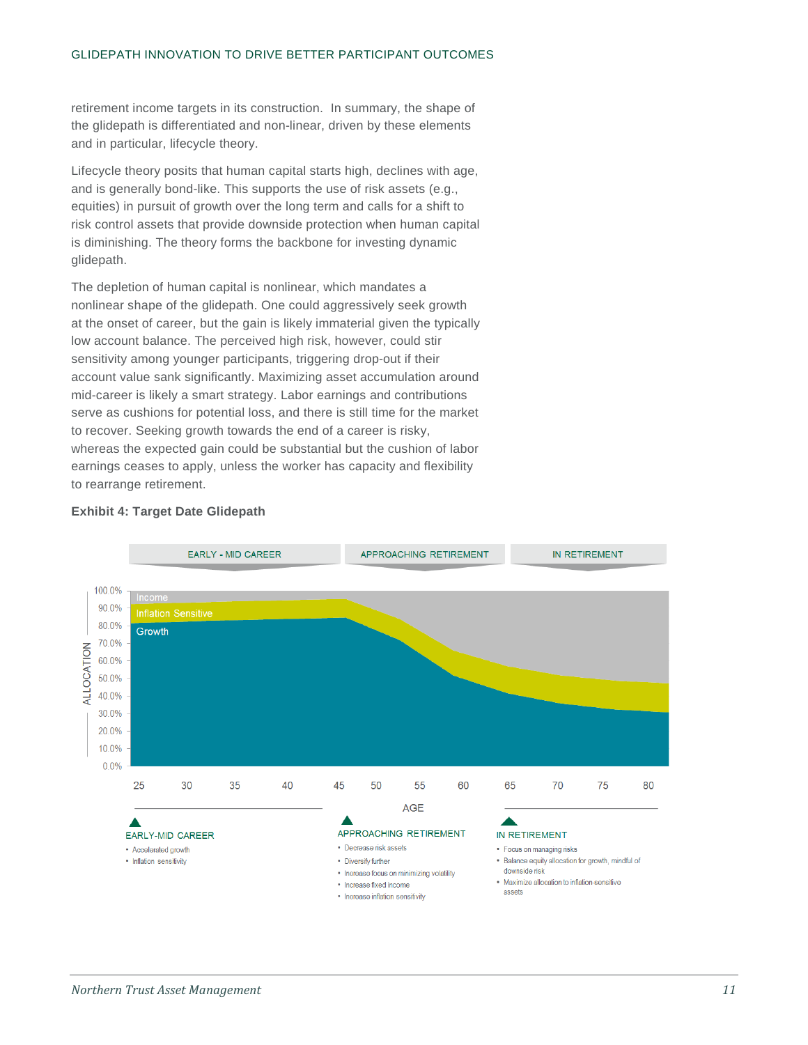retirement income targets in its construction. In summary, the shape of the glidepath is differentiated and non-linear, driven by these elements and in particular, lifecycle theory.

Lifecycle theory posits that human capital starts high, declines with age, and is generally bond-like. This supports the use of risk assets (e.g., equities) in pursuit of growth over the long term and calls for a shift to risk control assets that provide downside protection when human capital is diminishing. The theory forms the backbone for investing dynamic glidepath.

The depletion of human capital is nonlinear, which mandates a nonlinear shape of the glidepath. One could aggressively seek growth at the onset of career, but the gain is likely immaterial given the typically low account balance. The perceived high risk, however, could stir sensitivity among younger participants, triggering drop-out if their account value sank significantly. Maximizing asset accumulation around mid-career is likely a smart strategy. Labor earnings and contributions serve as cushions for potential loss, and there is still time for the market to recover. Seeking growth towards the end of a career is risky, whereas the expected gain could be substantial but the cushion of labor earnings ceases to apply, unless the worker has capacity and flexibility to rearrange retirement.

**Exhibit 4: Target Date Glidepath**

EARLY - MID CAREER | APPROACHING RETIREMENT | IN RETIREMENT

ALLOCATION: Income, Inflation Sensitive, Growth (0.0% – 100.0%)

AGE: 25, 30, 35, 40, 45, 50, 55, 60, 65, 70, 75, 80

**EARLY-MID CAREER**
- Accelerated growth
- Inflation sensitivity

**APPROACHING RETIREMENT**
- Decrease risk assets
- Diversify further
- Increase focus on minimizing volatility
- Increase fixed income
- Increase inflation sensitivity

**IN RETIREMENT**
- Focus on managing risks
- Balance equity allocation for growth, mindful of downside risk
- Maximize allocation to inflation-sensitive assets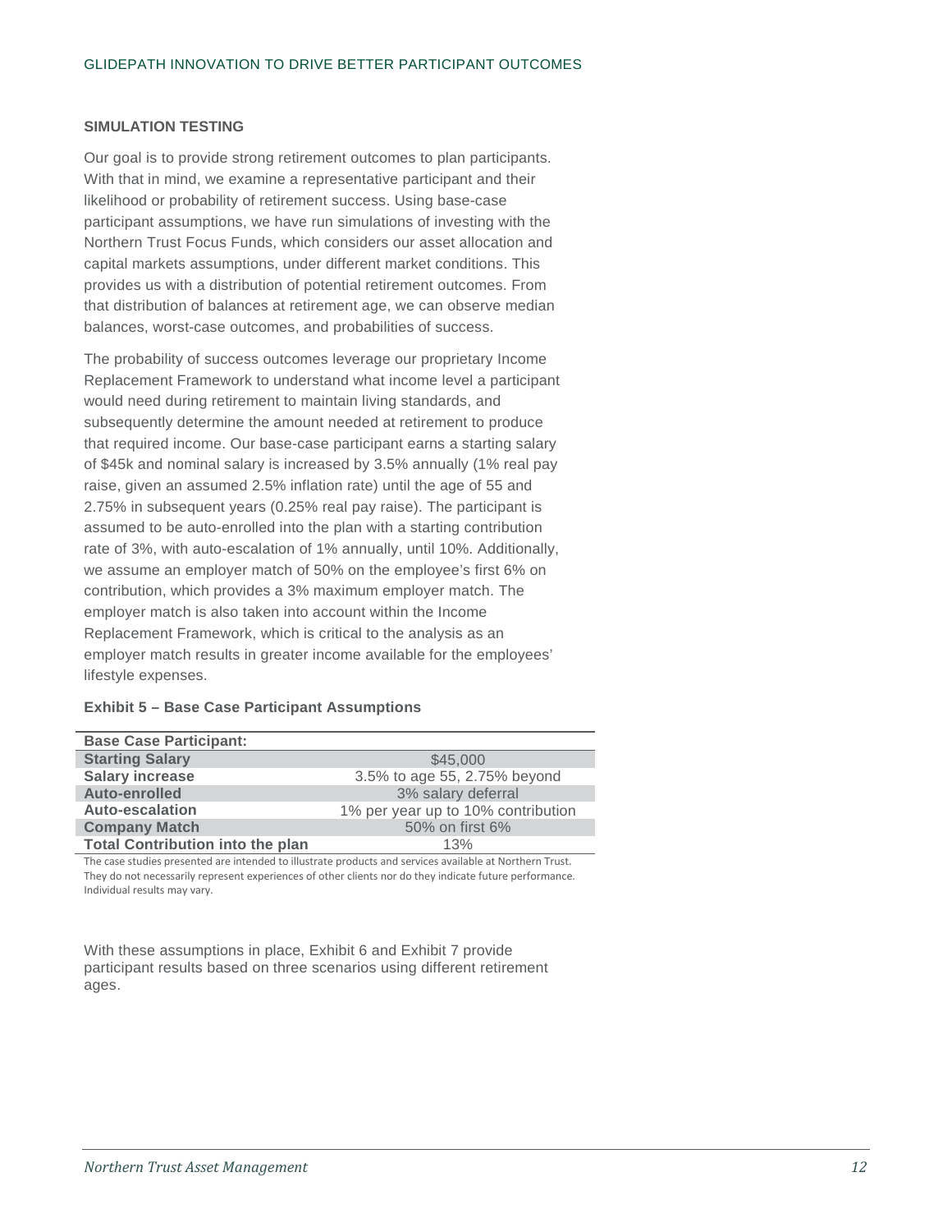### SIMULATION TESTING

Our goal is to provide strong retirement outcomes to plan participants. With that in mind, we examine a representative participant and their likelihood or probability of retirement success. Using base-case participant assumptions, we have run simulations of investing with the Northern Trust Focus Funds, which considers our asset allocation and capital markets assumptions, under different market conditions. This provides us with a distribution of potential retirement outcomes. From that distribution of balances at retirement age, we can observe median balances, worst-case outcomes, and probabilities of success.

The probability of success outcomes leverage our proprietary Income Replacement Framework to understand what income level a participant would need during retirement to maintain living standards, and subsequently determine the amount needed at retirement to produce that required income. Our base-case participant earns a starting salary of $45k and nominal salary is increased by 3.5% annually (1% real pay raise, given an assumed 2.5% inflation rate) until the age of 55 and 2.75% in subsequent years (0.25% real pay raise). The participant is assumed to be auto-enrolled into the plan with a starting contribution rate of 3%, with auto-escalation of 1% annually, until 10%. Additionally, we assume an employer match of 50% on the employee's first 6% on contribution, which provides a 3% maximum employer match. The employer match is also taken into account within the Income Replacement Framework, which is critical to the analysis as an employer match results in greater income available for the employees' lifestyle expenses.

**Exhibit 5 – Base Case Participant Assumptions**

| **Base Case Participant:** | |
|---|---|
| **Starting Salary** | $45,000 |
| **Salary increase** | 3.5% to age 55, 2.75% beyond |
| **Auto-enrolled** | 3% salary deferral |
| **Auto-escalation** | 1% per year up to 10% contribution |
| **Company Match** | 50% on first 6% |
| **Total Contribution into the plan** | 13% |

The case studies presented are intended to illustrate products and services available at Northern Trust. They do not necessarily represent experiences of other clients nor do they indicate future performance. Individual results may vary.

With these assumptions in place, Exhibit 6 and Exhibit 7 provide participant results based on three scenarios using different retirement ages.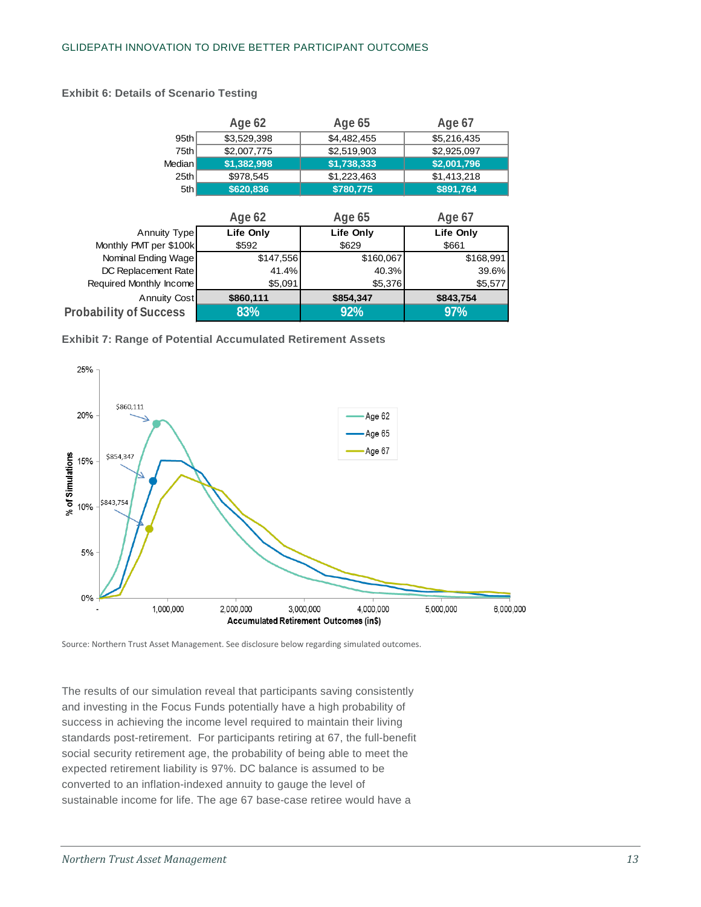**Exhibit 6: Details of Scenario Testing**

| | Age 62 | Age 65 | Age 67 |
|---|---|---|---|
| 95th | $3,529,398 | $4,482,455 | $5,216,435 |
| 75th | $2,007,775 | $2,519,903 | $2,925,097 |
| Median | **$1,382,998** | **$1,738,333** | **$2,001,796** |
| 25th | $978,545 | $1,223,463 | $1,413,218 |
| 5th | **$620,836** | **$780,775** | **$891,764** |

| | Age 62 | Age 65 | Age 67 |
|---|---|---|---|
| Annuity Type | **Life Only** | **Life Only** | **Life Only** |
| Monthly PMT per $100k | $592 | $629 | $661 |
| Nominal Ending Wage | $147,556 | $160,067 | $168,991 |
| DC Replacement Rate | 41.4% | 40.3% | 39.6% |
| Required Monthly Income | $5,091 | $5,376 | $5,577 |
| Annuity Cost | **$860,111** | **$854,347** | **$843,754** |
| **Probability of Success** | **83%** | **92%** | **97%** |

**Exhibit 7: Range of Potential Accumulated Retirement Assets**

Source: Northern Trust Asset Management. See disclosure below regarding simulated outcomes.

The results of our simulation reveal that participants saving consistently and investing in the Focus Funds potentially have a high probability of success in achieving the income level required to maintain their living standards post-retirement. For participants retiring at 67, the full-benefit social security retirement age, the probability of being able to meet the expected retirement liability is 97%. DC balance is assumed to be converted to an inflation-indexed annuity to gauge the level of sustainable income for life. The age 67 base-case retiree would have a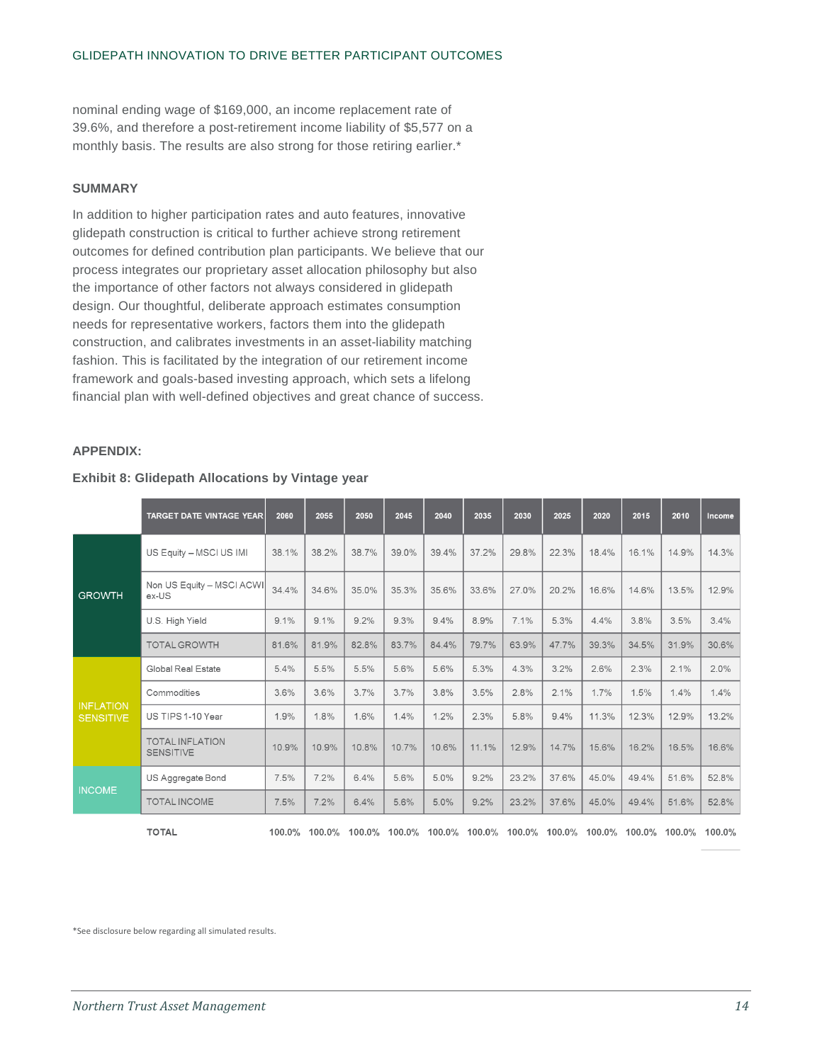nominal ending wage of $169,000, an income replacement rate of 39.6%, and therefore a post-retirement income liability of $5,577 on a monthly basis. The results are also strong for those retiring earlier.*

### SUMMARY

In addition to higher participation rates and auto features, innovative glidepath construction is critical to further achieve strong retirement outcomes for defined contribution plan participants. We believe that our process integrates our proprietary asset allocation philosophy but also the importance of other factors not always considered in glidepath design. Our thoughtful, deliberate approach estimates consumption needs for representative workers, factors them into the glidepath construction, and calibrates investments in an asset-liability matching fashion. This is facilitated by the integration of our retirement income framework and goals-based investing approach, which sets a lifelong financial plan with well-defined objectives and great chance of success.

### APPENDIX:

**Exhibit 8: Glidepath Allocations by Vintage year**

| | TARGET DATE VINTAGE YEAR | 2060 | 2055 | 2050 | 2045 | 2040 | 2035 | 2030 | 2025 | 2020 | 2015 | 2010 | Income |
|---|---|---|---|---|---|---|---|---|---|---|---|---|---|
| GROWTH | US Equity – MSCI US IMI | 38.1% | 38.2% | 38.7% | 39.0% | 39.4% | 37.2% | 29.8% | 22.3% | 18.4% | 16.1% | 14.9% | 14.3% |
| | Non US Equity – MSCI ACWI ex-US | 34.4% | 34.6% | 35.0% | 35.3% | 35.6% | 33.6% | 27.0% | 20.2% | 16.6% | 14.6% | 13.5% | 12.9% |
| | U.S. High Yield | 9.1% | 9.1% | 9.2% | 9.3% | 9.4% | 8.9% | 7.1% | 5.3% | 4.4% | 3.8% | 3.5% | 3.4% |
| | TOTAL GROWTH | 81.6% | 81.9% | 82.8% | 83.7% | 84.4% | 79.7% | 63.9% | 47.7% | 39.3% | 34.5% | 31.9% | 30.6% |
| INFLATION SENSITIVE | Global Real Estate | 5.4% | 5.5% | 5.5% | 5.6% | 5.6% | 5.3% | 4.3% | 3.2% | 2.6% | 2.3% | 2.1% | 2.0% |
| | Commodities | 3.6% | 3.6% | 3.7% | 3.7% | 3.8% | 3.5% | 2.8% | 2.1% | 1.7% | 1.5% | 1.4% | 1.4% |
| | US TIPS 1-10 Year | 1.9% | 1.8% | 1.6% | 1.4% | 1.2% | 2.3% | 5.8% | 9.4% | 11.3% | 12.3% | 12.9% | 13.2% |
| | TOTAL INFLATION SENSITIVE | 10.9% | 10.9% | 10.8% | 10.7% | 10.6% | 11.1% | 12.9% | 14.7% | 15.6% | 16.2% | 16.5% | 16.6% |
| INCOME | US Aggregate Bond | 7.5% | 7.2% | 6.4% | 5.6% | 5.0% | 9.2% | 23.2% | 37.6% | 45.0% | 49.4% | 51.6% | 52.8% |
| | TOTAL INCOME | 7.5% | 7.2% | 6.4% | 5.6% | 5.0% | 9.2% | 23.2% | 37.6% | 45.0% | 49.4% | 51.6% | 52.8% |
| | **TOTAL** | 100.0% | 100.0% | 100.0% | 100.0% | 100.0% | 100.0% | 100.0% | 100.0% | 100.0% | 100.0% | 100.0% | 100.0% |

*See disclosure below regarding all simulated results.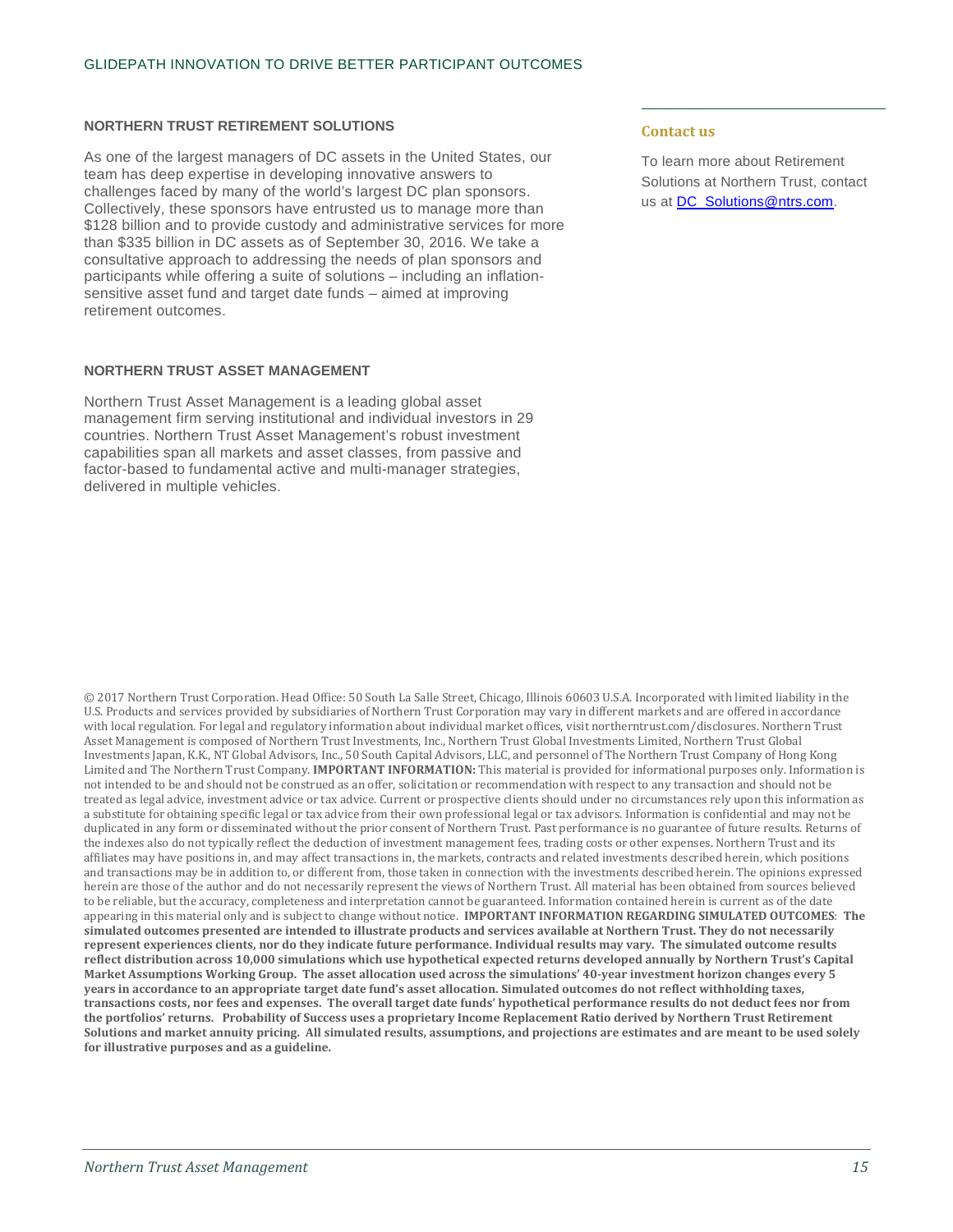## NORTHERN TRUST RETIREMENT SOLUTIONS

As one of the largest managers of DC assets in the United States, our team has deep expertise in developing innovative answers to challenges faced by many of the world's largest DC plan sponsors. Collectively, these sponsors have entrusted us to manage more than $128 billion and to provide custody and administrative services for more than $335 billion in DC assets as of September 30, 2016. We take a consultative approach to addressing the needs of plan sponsors and participants while offering a suite of solutions – including an inflation-sensitive asset fund and target date funds – aimed at improving retirement outcomes.

## NORTHERN TRUST ASSET MANAGEMENT

Northern Trust Asset Management is a leading global asset management firm serving institutional and individual investors in 29 countries. Northern Trust Asset Management's robust investment capabilities span all markets and asset classes, from passive and factor-based to fundamental active and multi-manager strategies, delivered in multiple vehicles.

### Contact us

To learn more about Retirement Solutions at Northern Trust, contact us at DC_Solutions@ntrs.com.

© 2017 Northern Trust Corporation. Head Office: 50 South La Salle Street, Chicago, Illinois 60603 U.S.A. Incorporated with limited liability in the U.S. Products and services provided by subsidiaries of Northern Trust Corporation may vary in different markets and are offered in accordance with local regulation. For legal and regulatory information about individual market offices, visit northerntrust.com/disclosures. Northern Trust Asset Management is composed of Northern Trust Investments, Inc., Northern Trust Global Investments Limited, Northern Trust Global Investments Japan, K.K., NT Global Advisors, Inc., 50 South Capital Advisors, LLC, and personnel of The Northern Trust Company of Hong Kong Limited and The Northern Trust Company. **IMPORTANT INFORMATION:** This material is provided for informational purposes only. Information is not intended to be and should not be construed as an offer, solicitation or recommendation with respect to any transaction and should not be treated as legal advice, investment advice or tax advice. Current or prospective clients should under no circumstances rely upon this information as a substitute for obtaining specific legal or tax advice from their own professional legal or tax advisors. Information is confidential and may not be duplicated in any form or disseminated without the prior consent of Northern Trust. Past performance is no guarantee of future results. Returns of the indexes also do not typically reflect the deduction of investment management fees, trading costs or other expenses. Northern Trust and its affiliates may have positions in, and may affect transactions in, the markets, contracts and related investments described herein, which positions and transactions may be in addition to, or different from, those taken in connection with the investments described herein. The opinions expressed herein are those of the author and do not necessarily represent the views of Northern Trust. All material has been obtained from sources believed to be reliable, but the accuracy, completeness and interpretation cannot be guaranteed. Information contained herein is current as of the date appearing in this material only and is subject to change without notice. **IMPORTANT INFORMATION REGARDING SIMULATED OUTCOMES**: **The simulated outcomes presented are intended to illustrate products and services available at Northern Trust. They do not necessarily represent experiences clients, nor do they indicate future performance. Individual results may vary. The simulated outcome results reflect distribution across 10,000 simulations which use hypothetical expected returns developed annually by Northern Trust's Capital Market Assumptions Working Group. The asset allocation used across the simulations' 40-year investment horizon changes every 5 years in accordance to an appropriate target date fund's asset allocation. Simulated outcomes do not reflect withholding taxes, transactions costs, nor fees and expenses. The overall target date funds' hypothetical performance results do not deduct fees nor from the portfolios' returns. Probability of Success uses a proprietary Income Replacement Ratio derived by Northern Trust Retirement Solutions and market annuity pricing. All simulated results, assumptions, and projections are estimates and are meant to be used solely for illustrative purposes and as a guideline.**